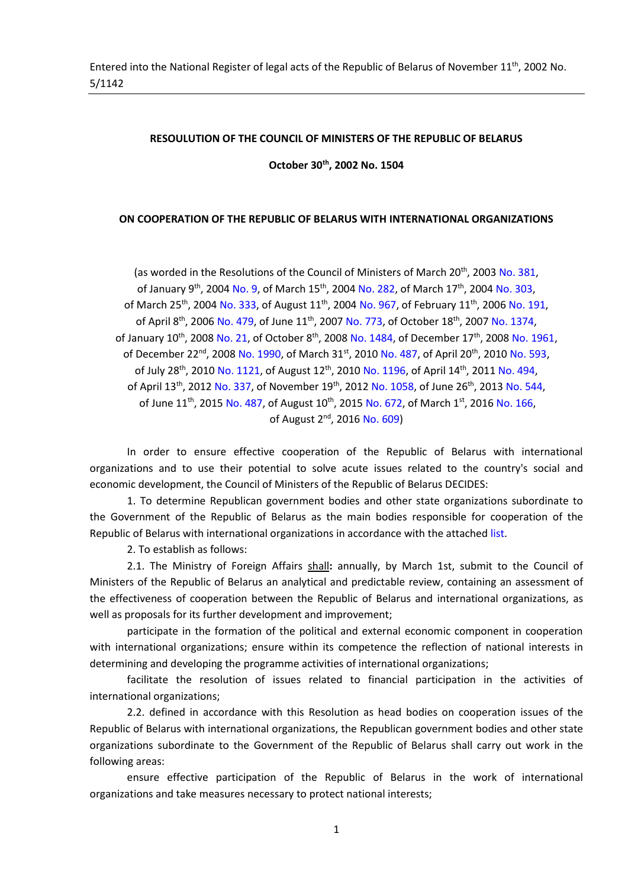Entered into the National Register of legal acts of the Republic of Belarus of November 11th, 2002 No. 5/1142

**RESOULUTION OF THE COUNCIL OF MINISTERS OF THE REPUBLIC OF BELARUS**

**October 30th, 2002 No. 1504**

**ON COOPERATION OF THE REPUBLIC OF BELARUS WITH INTERNATIONAL ORGANIZATIONS**

(as worded in the Resolutions of the Council of Ministers of March 20th, 2003 No. 381, of January 9th, 2004 No. 9, of March 15th, 2004 No. 282, of March 17th, 2004 No. 303, of March 25th, 2004 No. 333, of August 11th, 2004 No. 967, of February 11th, 2006 No. 191, of April 8th, 2006 No. 479, of June 11th, 2007 No. 773, of October 18th, 2007 No. 1374, of January 10th, 2008 No. 21, of October 8th, 2008 No. 1484, of December 17th, 2008 No. 1961, of December 22nd, 2008 No. 1990, of March 31st, 2010 No. 487, of April 20th, 2010 No. 593, of July 28th, 2010 No. 1121, of August 12th, 2010 No. 1196, of April 14th, 2011 No. 494, of April 13th, 2012 No. 337, of November 19th, 2012 No. 1058, of June 26th, 2013 No. 544, of June 11th, 2015 No. 487, of August 10th, 2015 No. 672, of March 1st, 2016 No. 166, of August 2nd, 2016 No. 609)

In order to ensure effective cooperation of the Republic of Belarus with international organizations and to use their potential to solve acute issues related to the country's social and economic development, the Council of Ministers of the Republic of Belarus DECIDES:

1. To determine Republican government bodies and other state organizations subordinate to the Government of the Republic of Belarus as the main bodies responsible for cooperation of the Republic of Belarus with international organizations in accordance with the attached list.

2. To establish as follows:

2.1. The Ministry of Foreign Affairs shall**:** annually, by March 1st, submit to the Council of Ministers of the Republic of Belarus an analytical and predictable review, containing an assessment of the effectiveness of cooperation between the Republic of Belarus and international organizations, as well as proposals for its further development and improvement;

participate in the formation of the political and external economic component in cooperation with international organizations; ensure within its competence the reflection of national interests in determining and developing the programme activities of international organizations;

facilitate the resolution of issues related to financial participation in the activities of international organizations;

2.2. defined in accordance with this Resolution as head bodies on cooperation issues of the Republic of Belarus with international organizations, the Republican government bodies and other state organizations subordinate to the Government of the Republic of Belarus shall carry out work in the following areas:

ensure effective participation of the Republic of Belarus in the work of international organizations and take measures necessary to protect national interests;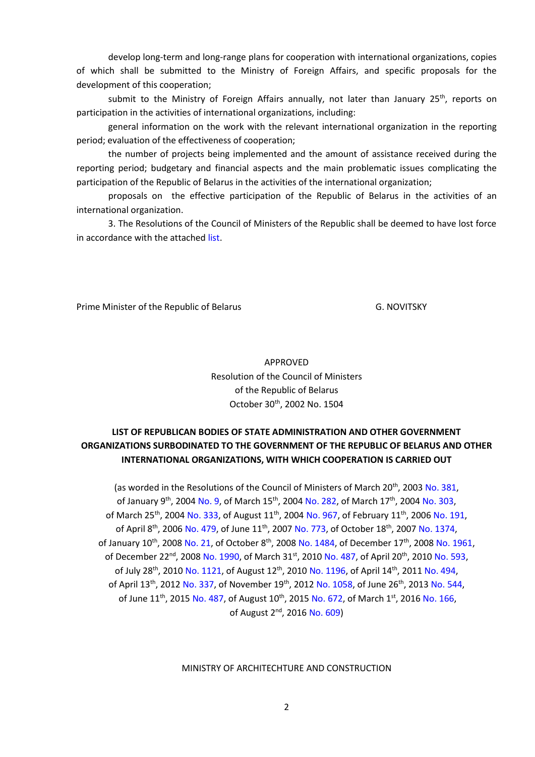develop long-term and long-range plans for cooperation with international organizations, copies of which shall be submitted to the Ministry of Foreign Affairs, and specific proposals for the development of this cooperation;

submit to the Ministry of Foreign Affairs annually, not later than January 25th, reports on participation in the activities of international organizations, including:

general information on the work with the relevant international organization in the reporting period; evaluation of the effectiveness of cooperation;

the number of projects being implemented and the amount of assistance received during the reporting period; budgetary and financial aspects and the main problematic issues complicating the participation of the Republic of Belarus in the activities of the international organization;

proposals on the effective participation of the Republic of Belarus in the activities of an international organization.

3. The Resolutions of the Council of Ministers of the Republic shall be deemed to have lost force in accordance with the attached list.

Prime Minister of the Republic of Belarus G. NOVITSKY

APPROVED
Resolution of the Council of Ministers
of the Republic of Belarus
October 30th, 2002 No. 1504

**LIST OF REPUBLICAN BODIES OF STATE ADMINISTRATION AND OTHER GOVERNMENT ORGANIZATIONS SURBODINATED TO THE GOVERNMENT OF THE REPUBLIC OF BELARUS AND OTHER INTERNATIONAL ORGANIZATIONS, WITH WHICH COOPERATION IS CARRIED OUT**

(as worded in the Resolutions of the Council of Ministers of March 20th, 2003 No. 381, of January 9th, 2004 No. 9, of March 15th, 2004 No. 282, of March 17th, 2004 No. 303, of March 25th, 2004 No. 333, of August 11th, 2004 No. 967, of February 11th, 2006 No. 191, of April 8th, 2006 No. 479, of June 11th, 2007 No. 773, of October 18th, 2007 No. 1374, of January 10th, 2008 No. 21, of October 8th, 2008 No. 1484, of December 17th, 2008 No. 1961, of December 22nd, 2008 No. 1990, of March 31st, 2010 No. 487, of April 20th, 2010 No. 593, of July 28th, 2010 No. 1121, of August 12th, 2010 No. 1196, of April 14th, 2011 No. 494, of April 13th, 2012 No. 337, of November 19th, 2012 No. 1058, of June 26th, 2013 No. 544, of June 11th, 2015 No. 487, of August 10th, 2015 No. 672, of March 1st, 2016 No. 166, of August 2nd, 2016 No. 609)

MINISTRY OF ARCHITECHTURE AND CONSTRUCTION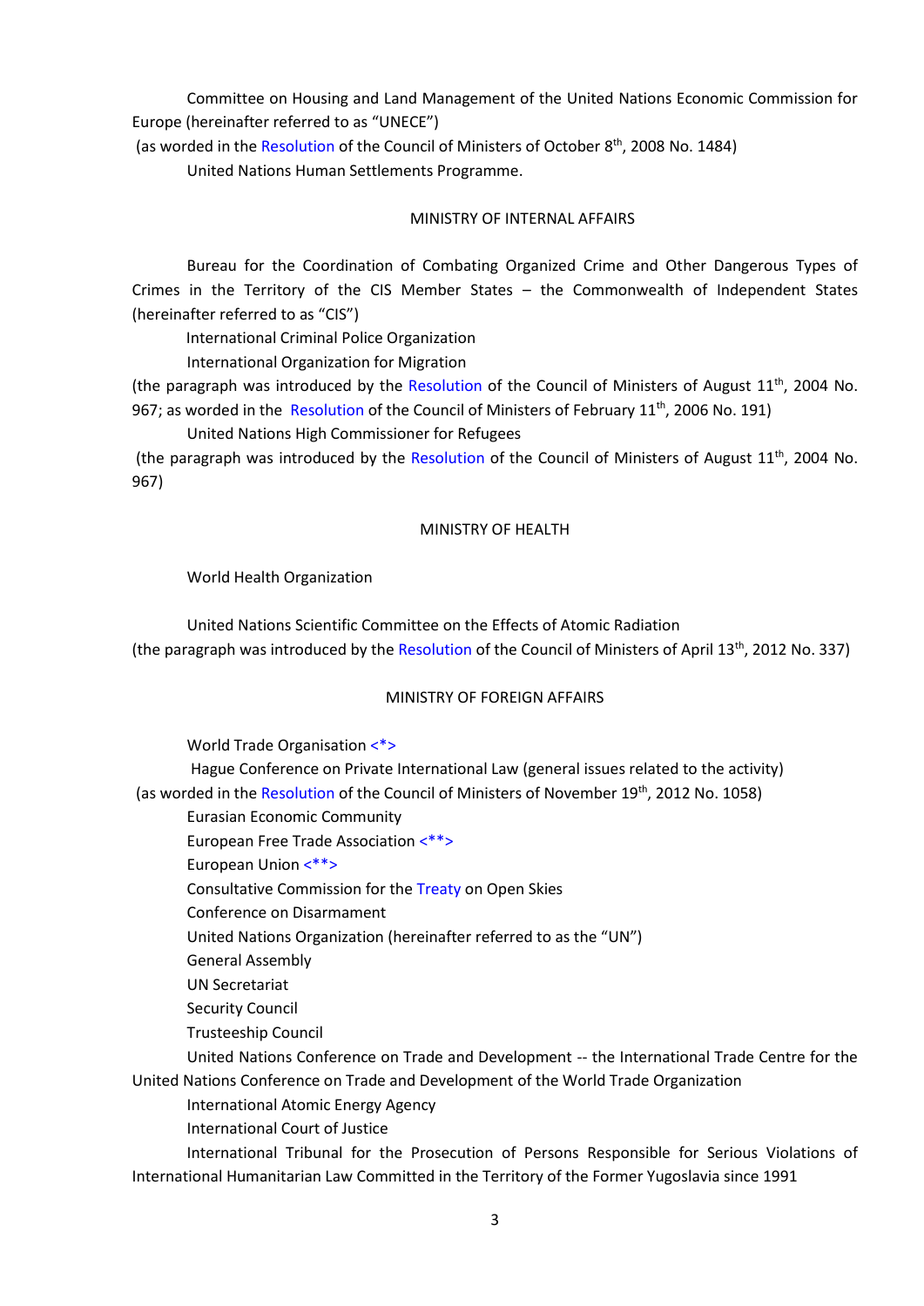Committee on Housing and Land Management of the United Nations Economic Commission for Europe (hereinafter referred to as "UNECE")

(as worded in the Resolution of the Council of Ministers of October 8th, 2008 No. 1484)

United Nations Human Settlements Programme.

MINISTRY OF INTERNAL AFFAIRS

Bureau for the Coordination of Combating Organized Crime and Other Dangerous Types of Crimes in the Territory of the CIS Member States – the Commonwealth of Independent States (hereinafter referred to as "CIS")

International Criminal Police Organization

International Organization for Migration

(the paragraph was introduced by the Resolution of the Council of Ministers of August 11th, 2004 No. 967; as worded in the Resolution of the Council of Ministers of February 11th, 2006 No. 191)

United Nations High Commissioner for Refugees

(the paragraph was introduced by the Resolution of the Council of Ministers of August 11th, 2004 No. 967)

MINISTRY OF HEALTH

World Health Organization

United Nations Scientific Committee on the Effects of Atomic Radiation

(the paragraph was introduced by the Resolution of the Council of Ministers of April 13th, 2012 No. 337)

MINISTRY OF FOREIGN AFFAIRS

World Trade Organisation <*>

Hague Conference on Private International Law (general issues related to the activity)

(as worded in the Resolution of the Council of Ministers of November 19th, 2012 No. 1058)

Eurasian Economic Community

European Free Trade Association <**>

European Union <**>

Consultative Commission for the Treaty on Open Skies

Conference on Disarmament

United Nations Organization (hereinafter referred to as the "UN")

General Assembly

UN Secretariat

Security Council

Trusteeship Council

United Nations Conference on Trade and Development -- the International Trade Centre for the United Nations Conference on Trade and Development of the World Trade Organization

International Atomic Energy Agency

International Court of Justice

International Tribunal for the Prosecution of Persons Responsible for Serious Violations of International Humanitarian Law Committed in the Territory of the Former Yugoslavia since 1991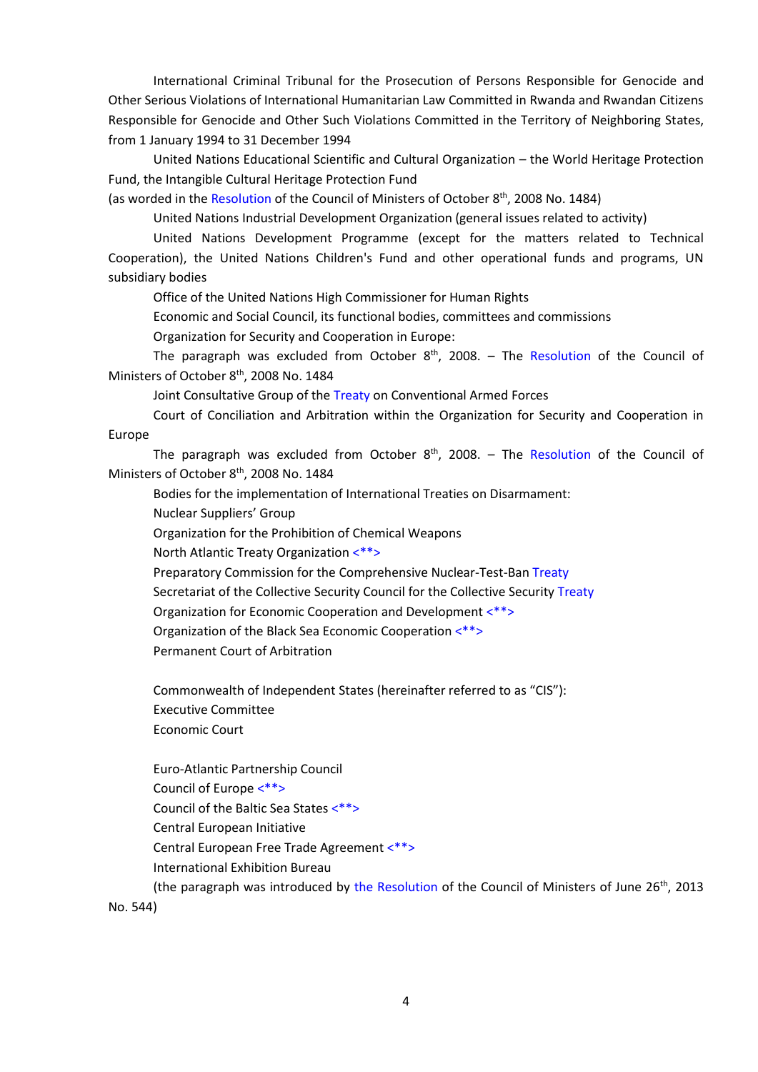International Criminal Tribunal for the Prosecution of Persons Responsible for Genocide and Other Serious Violations of International Humanitarian Law Committed in Rwanda and Rwandan Citizens Responsible for Genocide and Other Such Violations Committed in the Territory of Neighboring States, from 1 January 1994 to 31 December 1994

United Nations Educational Scientific and Cultural Organization – the World Heritage Protection Fund, the Intangible Cultural Heritage Protection Fund
(as worded in the Resolution of the Council of Ministers of October 8th, 2008 No. 1484)

United Nations Industrial Development Organization (general issues related to activity)

United Nations Development Programme (except for the matters related to Technical Cooperation), the United Nations Children's Fund and other operational funds and programs, UN subsidiary bodies

Office of the United Nations High Commissioner for Human Rights

Economic and Social Council, its functional bodies, committees and commissions

Organization for Security and Cooperation in Europe:

The paragraph was excluded from October 8th, 2008. – The Resolution of the Council of Ministers of October 8th, 2008 No. 1484

Joint Consultative Group of the Treaty on Conventional Armed Forces

Court of Conciliation and Arbitration within the Organization for Security and Cooperation in Europe

The paragraph was excluded from October 8th, 2008. – The Resolution of the Council of Ministers of October 8th, 2008 No. 1484

Bodies for the implementation of International Treaties on Disarmament:

Nuclear Suppliers' Group

Organization for the Prohibition of Chemical Weapons

North Atlantic Treaty Organization <**>

Preparatory Commission for the Comprehensive Nuclear-Test-Ban Treaty

Secretariat of the Collective Security Council for the Collective Security Treaty

Organization for Economic Cooperation and Development <**>

Organization of the Black Sea Economic Cooperation <**>

Permanent Court of Arbitration

Commonwealth of Independent States (hereinafter referred to as "CIS"):

Executive Committee

Economic Court

Euro-Atlantic Partnership Council

Council of Europe <**>

Council of the Baltic Sea States <**>

Central European Initiative

Central European Free Trade Agreement <**>

International Exhibition Bureau

(the paragraph was introduced by the Resolution of the Council of Ministers of June 26th, 2013 No. 544)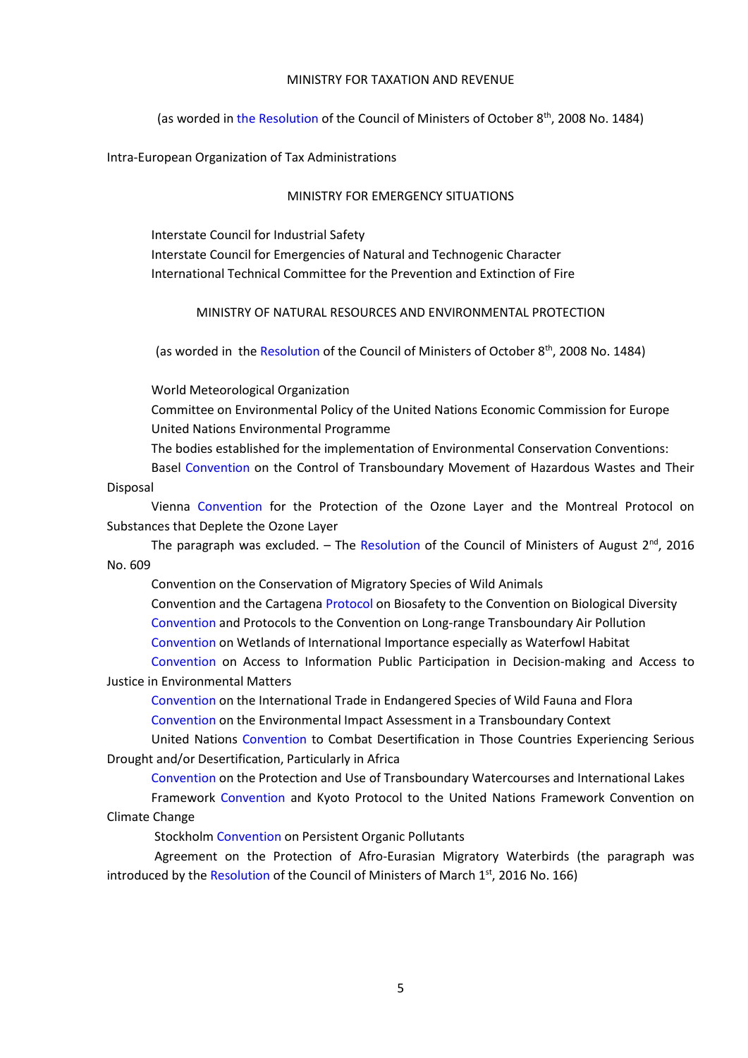MINISTRY FOR TAXATION AND REVENUE

(as worded in the Resolution of the Council of Ministers of October 8th, 2008 No. 1484)

Intra-European Organization of Tax Administrations

MINISTRY FOR EMERGENCY SITUATIONS

Interstate Council for Industrial Safety
Interstate Council for Emergencies of Natural and Technogenic Character
International Technical Committee for the Prevention and Extinction of Fire

MINISTRY OF NATURAL RESOURCES AND ENVIRONMENTAL PROTECTION

(as worded in the Resolution of the Council of Ministers of October 8th, 2008 No. 1484)

World Meteorological Organization
Committee on Environmental Policy of the United Nations Economic Commission for Europe
United Nations Environmental Programme
The bodies established for the implementation of Environmental Conservation Conventions:
Basel Convention on the Control of Transboundary Movement of Hazardous Wastes and Their Disposal
Vienna Convention for the Protection of the Ozone Layer and the Montreal Protocol on Substances that Deplete the Ozone Layer
The paragraph was excluded. – The Resolution of the Council of Ministers of August 2nd, 2016 No. 609
Convention on the Conservation of Migratory Species of Wild Animals
Convention and the Cartagena Protocol on Biosafety to the Convention on Biological Diversity
Convention and Protocols to the Convention on Long-range Transboundary Air Pollution
Convention on Wetlands of International Importance especially as Waterfowl Habitat
Convention on Access to Information Public Participation in Decision-making and Access to Justice in Environmental Matters
Convention on the International Trade in Endangered Species of Wild Fauna and Flora
Convention on the Environmental Impact Assessment in a Transboundary Context
United Nations Convention to Combat Desertification in Those Countries Experiencing Serious Drought and/or Desertification, Particularly in Africa
Convention on the Protection and Use of Transboundary Watercourses and International Lakes
Framework Convention and Kyoto Protocol to the United Nations Framework Convention on Climate Change
Stockholm Convention on Persistent Organic Pollutants
Agreement on the Protection of Afro-Eurasian Migratory Waterbirds (the paragraph was introduced by the Resolution of the Council of Ministers of March 1st, 2016 No. 166)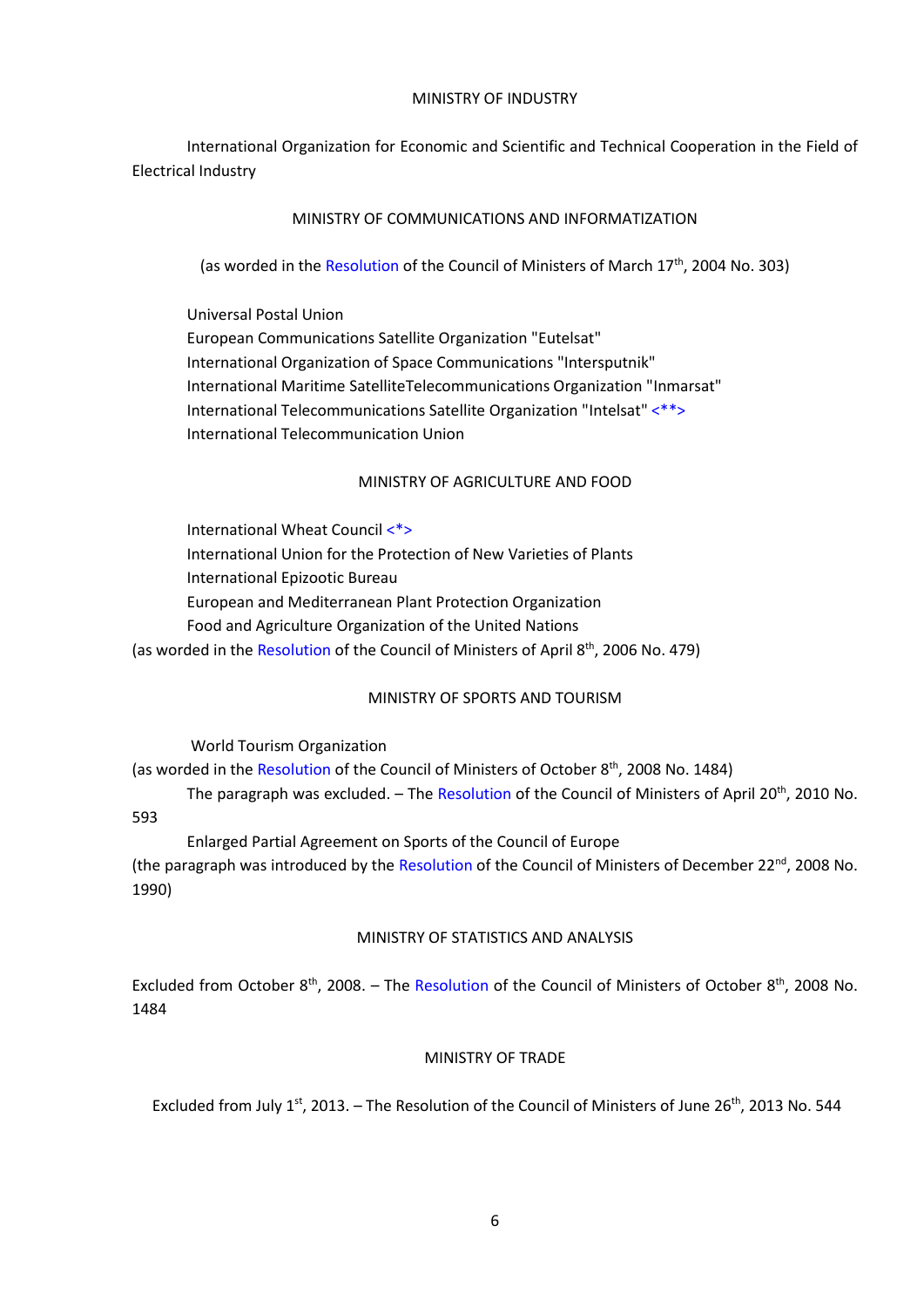MINISTRY OF INDUSTRY

International Organization for Economic and Scientific and Technical Cooperation in the Field of Electrical Industry

MINISTRY OF COMMUNICATIONS AND INFORMATIZATION

(as worded in the Resolution of the Council of Ministers of March 17th, 2004 No. 303)

Universal Postal Union
European Communications Satellite Organization "Eutelsat"
International Organization of Space Communications "Intersputnik"
International Maritime SatelliteTelecommunications Organization "Inmarsat"
International Telecommunications Satellite Organization "Intelsat" <**>
International Telecommunication Union

MINISTRY OF AGRICULTURE AND FOOD

International Wheat Council <*>
International Union for the Protection of New Varieties of Plants
International Epizootic Bureau
European and Mediterranean Plant Protection Organization
Food and Agriculture Organization of the United Nations
(as worded in the Resolution of the Council of Ministers of April 8th, 2006 No. 479)

MINISTRY OF SPORTS AND TOURISM

World Tourism Organization
(as worded in the Resolution of the Council of Ministers of October 8th, 2008 No. 1484)

The paragraph was excluded. – The Resolution of the Council of Ministers of April 20th, 2010 No. 593

Enlarged Partial Agreement on Sports of the Council of Europe
(the paragraph was introduced by the Resolution of the Council of Ministers of December 22nd, 2008 No. 1990)

MINISTRY OF STATISTICS AND ANALYSIS

Excluded from October 8th, 2008. – The Resolution of the Council of Ministers of October 8th, 2008 No. 1484

MINISTRY OF TRADE

Excluded from July 1st, 2013. – The Resolution of the Council of Ministers of June 26th, 2013 No. 544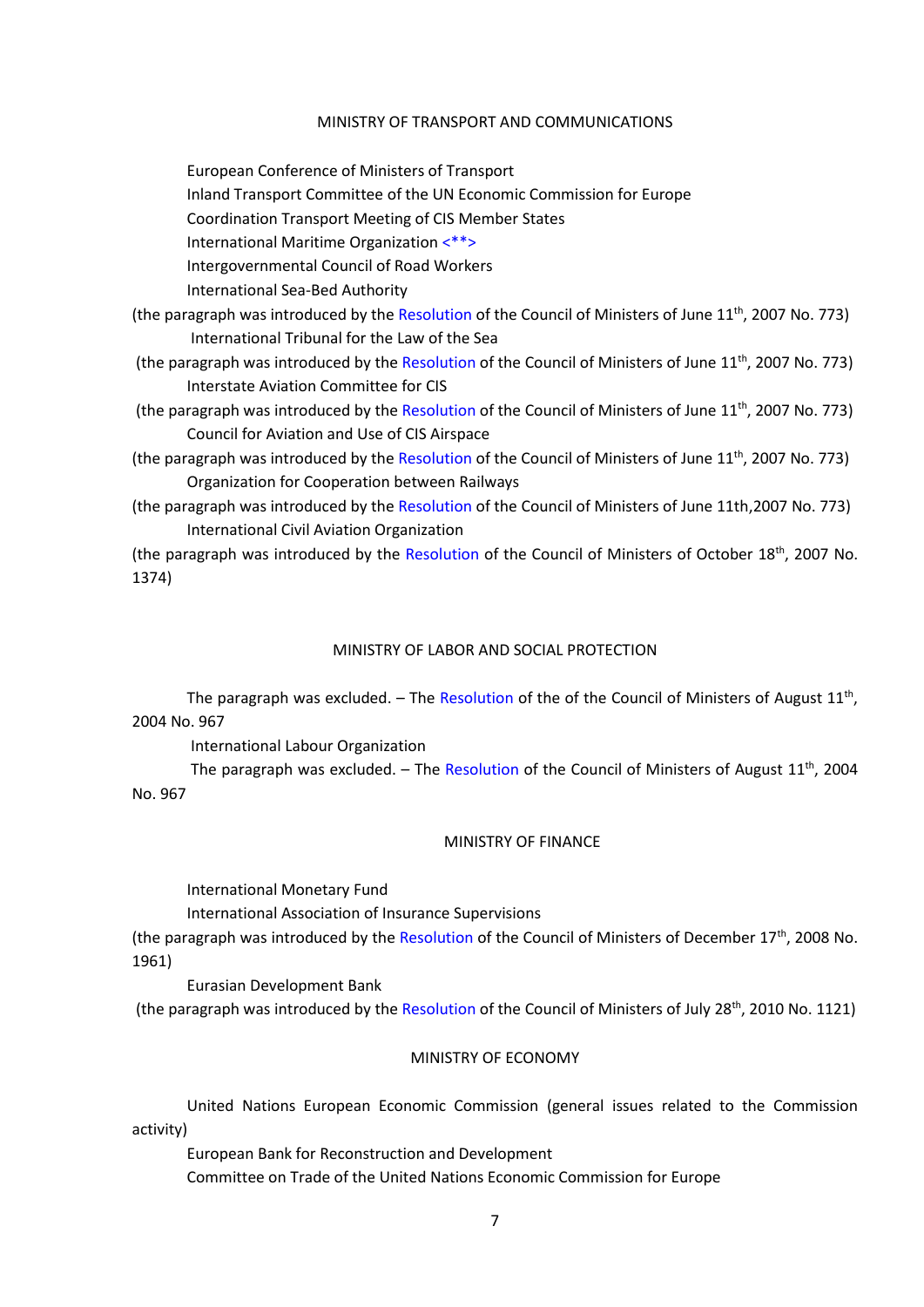## MINISTRY OF TRANSPORT AND COMMUNICATIONS

European Conference of Ministers of Transport

Inland Transport Committee of the UN Economic Commission for Europe

Coordination Transport Meeting of CIS Member States

International Maritime Organization <**>

Intergovernmental Council of Road Workers

International Sea-Bed Authority

(the paragraph was introduced by the Resolution of the Council of Ministers of June 11th, 2007 No. 773)

International Tribunal for the Law of the Sea

(the paragraph was introduced by the Resolution of the Council of Ministers of June 11th, 2007 No. 773)

Interstate Aviation Committee for CIS

(the paragraph was introduced by the Resolution of the Council of Ministers of June 11th, 2007 No. 773)

Council for Aviation and Use of CIS Airspace

(the paragraph was introduced by the Resolution of the Council of Ministers of June 11th, 2007 No. 773)

Organization for Cooperation between Railways

(the paragraph was introduced by the Resolution of the Council of Ministers of June 11th,2007 No. 773)

International Civil Aviation Organization

(the paragraph was introduced by the Resolution of the Council of Ministers of October 18th, 2007 No. 1374)

## MINISTRY OF LABOR AND SOCIAL PROTECTION

The paragraph was excluded. – The Resolution of the of the Council of Ministers of August 11th, 2004 No. 967

International Labour Organization

The paragraph was excluded. – The Resolution of the Council of Ministers of August 11th, 2004 No. 967

## MINISTRY OF FINANCE

International Monetary Fund

International Association of Insurance Supervisions

(the paragraph was introduced by the Resolution of the Council of Ministers of December 17th, 2008 No. 1961)

Eurasian Development Bank

(the paragraph was introduced by the Resolution of the Council of Ministers of July 28th, 2010 No. 1121)

## MINISTRY OF ECONOMY

United Nations European Economic Commission (general issues related to the Commission activity)

European Bank for Reconstruction and Development

Committee on Trade of the United Nations Economic Commission for Europe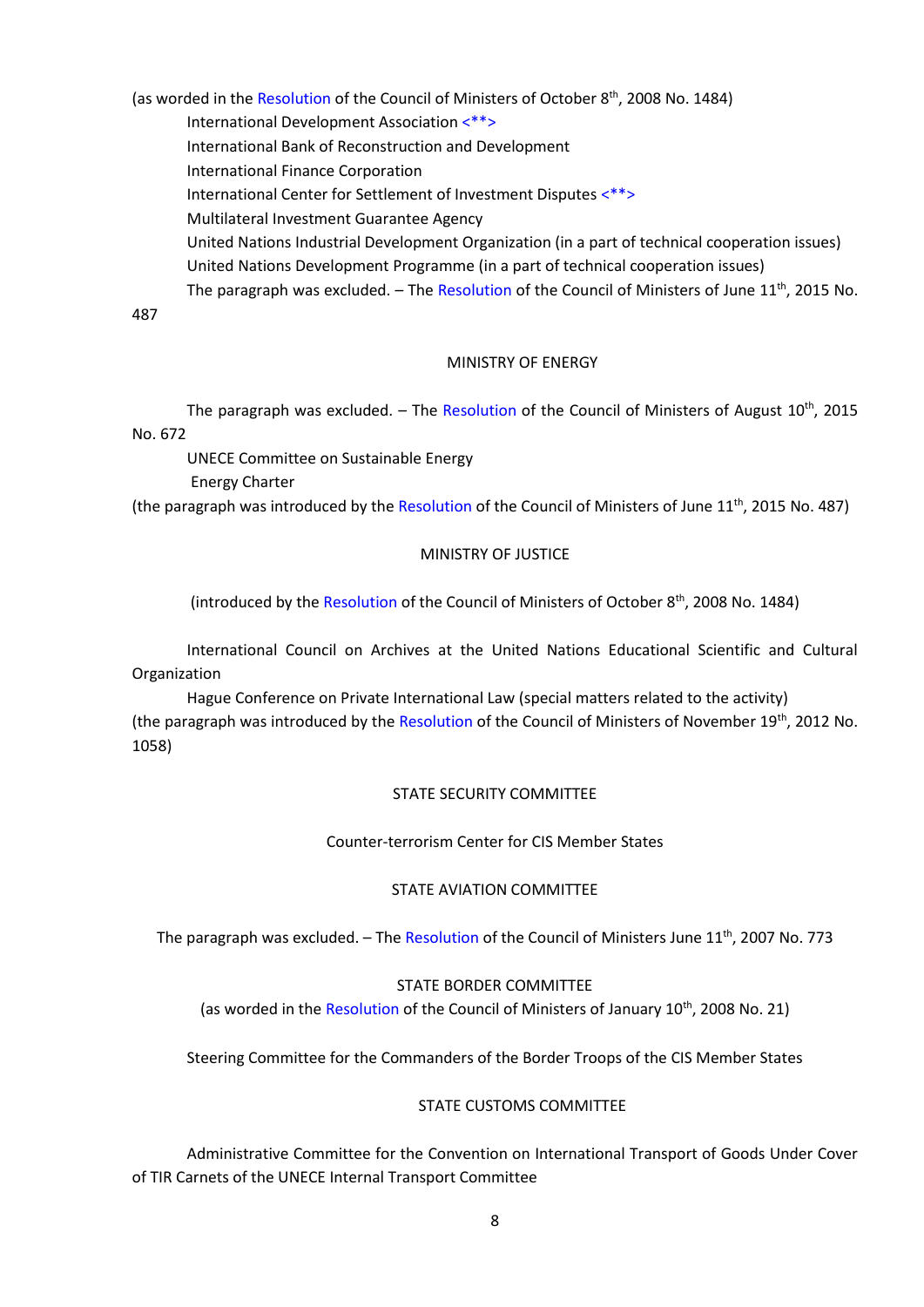(as worded in the Resolution of the Council of Ministers of October 8th, 2008 No. 1484)

International Development Association <**>

International Bank of Reconstruction and Development

International Finance Corporation

International Center for Settlement of Investment Disputes <**>

Multilateral Investment Guarantee Agency

United Nations Industrial Development Organization (in a part of technical cooperation issues)

United Nations Development Programme (in a part of technical cooperation issues)

The paragraph was excluded. – The Resolution of the Council of Ministers of June 11th, 2015 No. 487

MINISTRY OF ENERGY

The paragraph was excluded. – The Resolution of the Council of Ministers of August 10th, 2015 No. 672

UNECE Committee on Sustainable Energy

Energy Charter

(the paragraph was introduced by the Resolution of the Council of Ministers of June 11th, 2015 No. 487)

MINISTRY OF JUSTICE

(introduced by the Resolution of the Council of Ministers of October 8th, 2008 No. 1484)

International Council on Archives at the United Nations Educational Scientific and Cultural Organization

Hague Conference on Private International Law (special matters related to the activity)

(the paragraph was introduced by the Resolution of the Council of Ministers of November 19th, 2012 No. 1058)

STATE SECURITY COMMITTEE

Counter-terrorism Center for CIS Member States

STATE AVIATION COMMITTEE

The paragraph was excluded. – The Resolution of the Council of Ministers June 11th, 2007 No. 773

STATE BORDER COMMITTEE

(as worded in the Resolution of the Council of Ministers of January 10th, 2008 No. 21)

Steering Committee for the Commanders of the Border Troops of the CIS Member States

STATE CUSTOMS COMMITTEE

Administrative Committee for the Convention on International Transport of Goods Under Cover of TIR Carnets of the UNECE Internal Transport Committee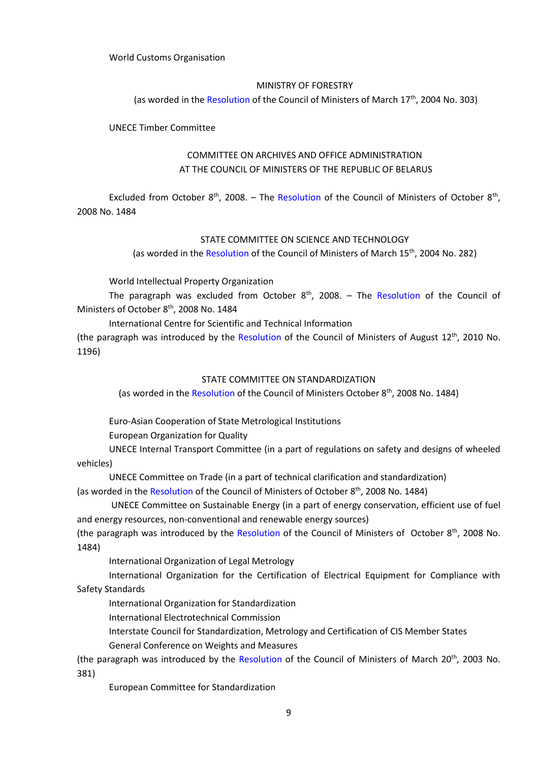World Customs Organisation

MINISTRY OF FORESTRY

(as worded in the Resolution of the Council of Ministers of March 17th, 2004 No. 303)

UNECE Timber Committee

COMMITTEE ON ARCHIVES AND OFFICE ADMINISTRATION
AT THE COUNCIL OF MINISTERS OF THE REPUBLIC OF BELARUS

Excluded from October 8th, 2008. – The Resolution of the Council of Ministers of October 8th, 2008 No. 1484

STATE COMMITTEE ON SCIENCE AND TECHNOLOGY

(as worded in the Resolution of the Council of Ministers of March 15th, 2004 No. 282)

World Intellectual Property Organization

The paragraph was excluded from October 8th, 2008. – The Resolution of the Council of Ministers of October 8th, 2008 No. 1484

International Centre for Scientific and Technical Information

(the paragraph was introduced by the Resolution of the Council of Ministers of August 12th, 2010 No. 1196)

STATE COMMITTEE ON STANDARDIZATION

(as worded in the Resolution of the Council of Ministers October 8th, 2008 No. 1484)

Euro-Asian Cooperation of State Metrological Institutions

European Organization for Quality

UNECE Internal Transport Committee (in a part of regulations on safety and designs of wheeled vehicles)

UNECE Committee on Trade (in a part of technical clarification and standardization)

(as worded in the Resolution of the Council of Ministers of October 8th, 2008 No. 1484)

UNECE Committee on Sustainable Energy (in a part of energy conservation, efficient use of fuel and energy resources, non-conventional and renewable energy sources)

(the paragraph was introduced by the Resolution of the Council of Ministers of October 8th, 2008 No. 1484)

International Organization of Legal Metrology

International Organization for the Certification of Electrical Equipment for Compliance with Safety Standards

International Organization for Standardization

International Electrotechnical Commission

Interstate Council for Standardization, Metrology and Certification of CIS Member States

General Conference on Weights and Measures

(the paragraph was introduced by the Resolution of the Council of Ministers of March 20th, 2003 No. 381)

European Committee for Standardization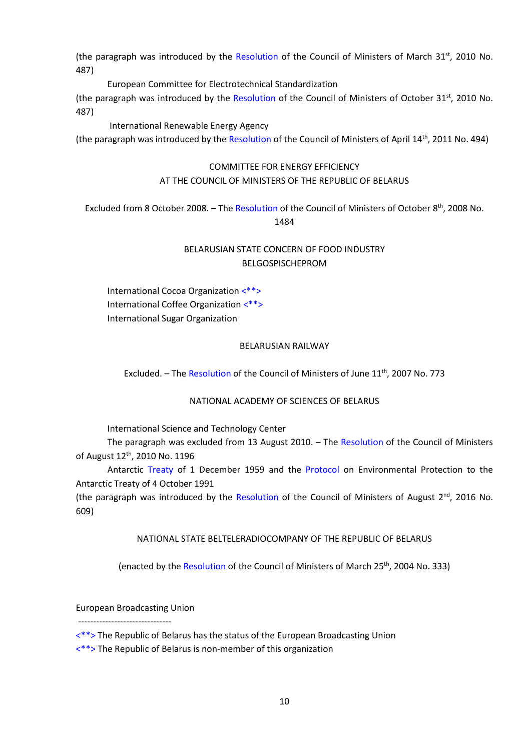(the paragraph was introduced by the Resolution of the Council of Ministers of March 31st, 2010 No. 487)

European Committee for Electrotechnical Standardization

(the paragraph was introduced by the Resolution of the Council of Ministers of October 31st, 2010 No. 487)

International Renewable Energy Agency

(the paragraph was introduced by the Resolution of the Council of Ministers of April 14th, 2011 No. 494)

COMMITTEE FOR ENERGY EFFICIENCY
AT THE COUNCIL OF MINISTERS OF THE REPUBLIC OF BELARUS

Excluded from 8 October 2008. – The Resolution of the Council of Ministers of October 8th, 2008 No. 1484

BELARUSIAN STATE CONCERN OF FOOD INDUSTRY
BELGOSPISCHEPROM

International Cocoa Organization <**>
International Coffee Organization <**>
International Sugar Organization

BELARUSIAN RAILWAY

Excluded. – The Resolution of the Council of Ministers of June 11th, 2007 No. 773

NATIONAL ACADEMY OF SCIENCES OF BELARUS

International Science and Technology Center

The paragraph was excluded from 13 August 2010. – The Resolution of the Council of Ministers of August 12th, 2010 No. 1196

Antarctic Treaty of 1 December 1959 and the Protocol on Environmental Protection to the Antarctic Treaty of 4 October 1991

(the paragraph was introduced by the Resolution of the Council of Ministers of August 2nd, 2016 No. 609)

NATIONAL STATE BELTELERADIOCOMPANY OF THE REPUBLIC OF BELARUS

(enacted by the Resolution of the Council of Ministers of March 25th, 2004 No. 333)

European Broadcasting Union

--------------------------------

<**> The Republic of Belarus has the status of the European Broadcasting Union

<**> The Republic of Belarus is non-member of this organization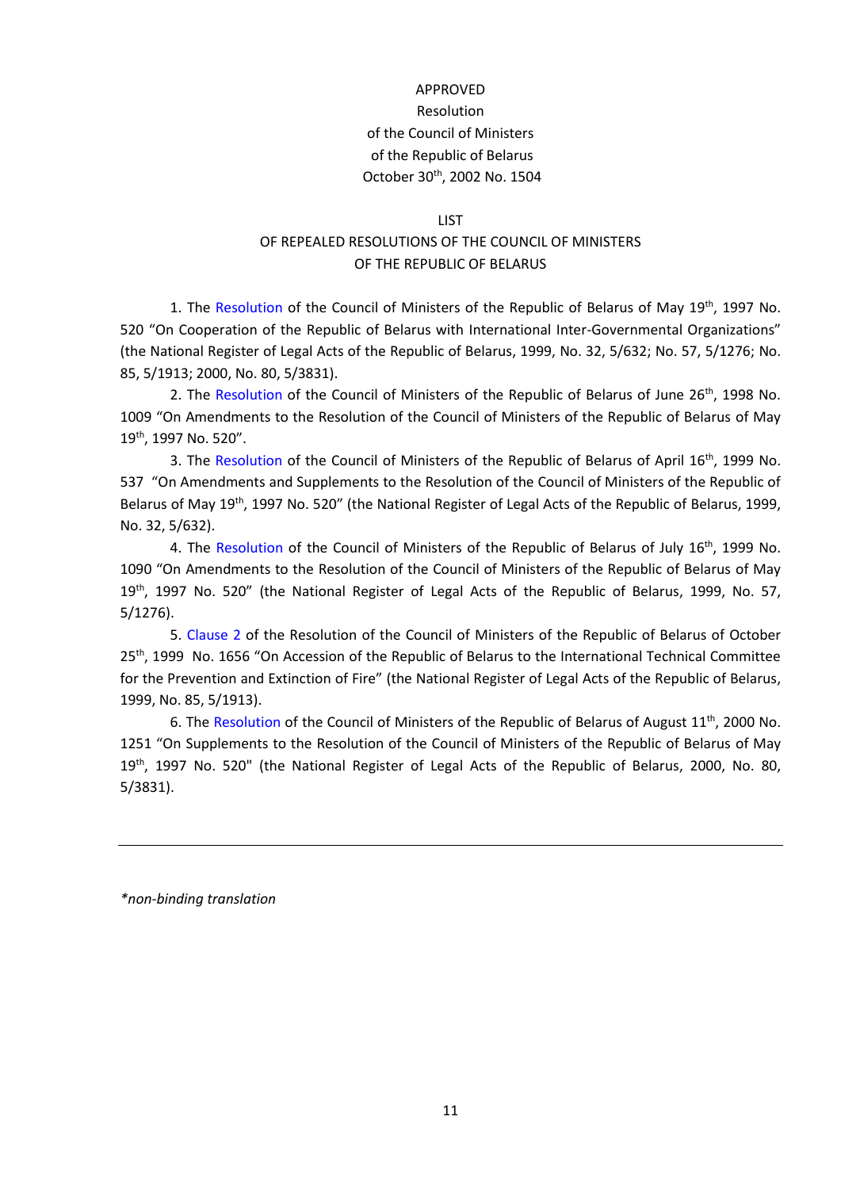APPROVED
Resolution
of the Council of Ministers
of the Republic of Belarus
October 30th, 2002 No. 1504

LIST
OF REPEALED RESOLUTIONS OF THE COUNCIL OF MINISTERS
OF THE REPUBLIC OF BELARUS

1. The Resolution of the Council of Ministers of the Republic of Belarus of May 19th, 1997 No. 520 "On Cooperation of the Republic of Belarus with International Inter-Governmental Organizations" (the National Register of Legal Acts of the Republic of Belarus, 1999, No. 32, 5/632; No. 57, 5/1276; No. 85, 5/1913; 2000, No. 80, 5/3831).

2. The Resolution of the Council of Ministers of the Republic of Belarus of June 26th, 1998 No. 1009 "On Amendments to the Resolution of the Council of Ministers of the Republic of Belarus of May 19th, 1997 No. 520".

3. The Resolution of the Council of Ministers of the Republic of Belarus of April 16th, 1999 No. 537 "On Amendments and Supplements to the Resolution of the Council of Ministers of the Republic of Belarus of May 19th, 1997 No. 520" (the National Register of Legal Acts of the Republic of Belarus, 1999, No. 32, 5/632).

4. The Resolution of the Council of Ministers of the Republic of Belarus of July 16th, 1999 No. 1090 "On Amendments to the Resolution of the Council of Ministers of the Republic of Belarus of May 19th, 1997 No. 520" (the National Register of Legal Acts of the Republic of Belarus, 1999, No. 57, 5/1276).

5. Clause 2 of the Resolution of the Council of Ministers of the Republic of Belarus of October 25th, 1999 No. 1656 "On Accession of the Republic of Belarus to the International Technical Committee for the Prevention and Extinction of Fire" (the National Register of Legal Acts of the Republic of Belarus, 1999, No. 85, 5/1913).

6. The Resolution of the Council of Ministers of the Republic of Belarus of August 11th, 2000 No. 1251 "On Supplements to the Resolution of the Council of Ministers of the Republic of Belarus of May 19th, 1997 No. 520" (the National Register of Legal Acts of the Republic of Belarus, 2000, No. 80, 5/3831).

---

*\*non-binding translation*